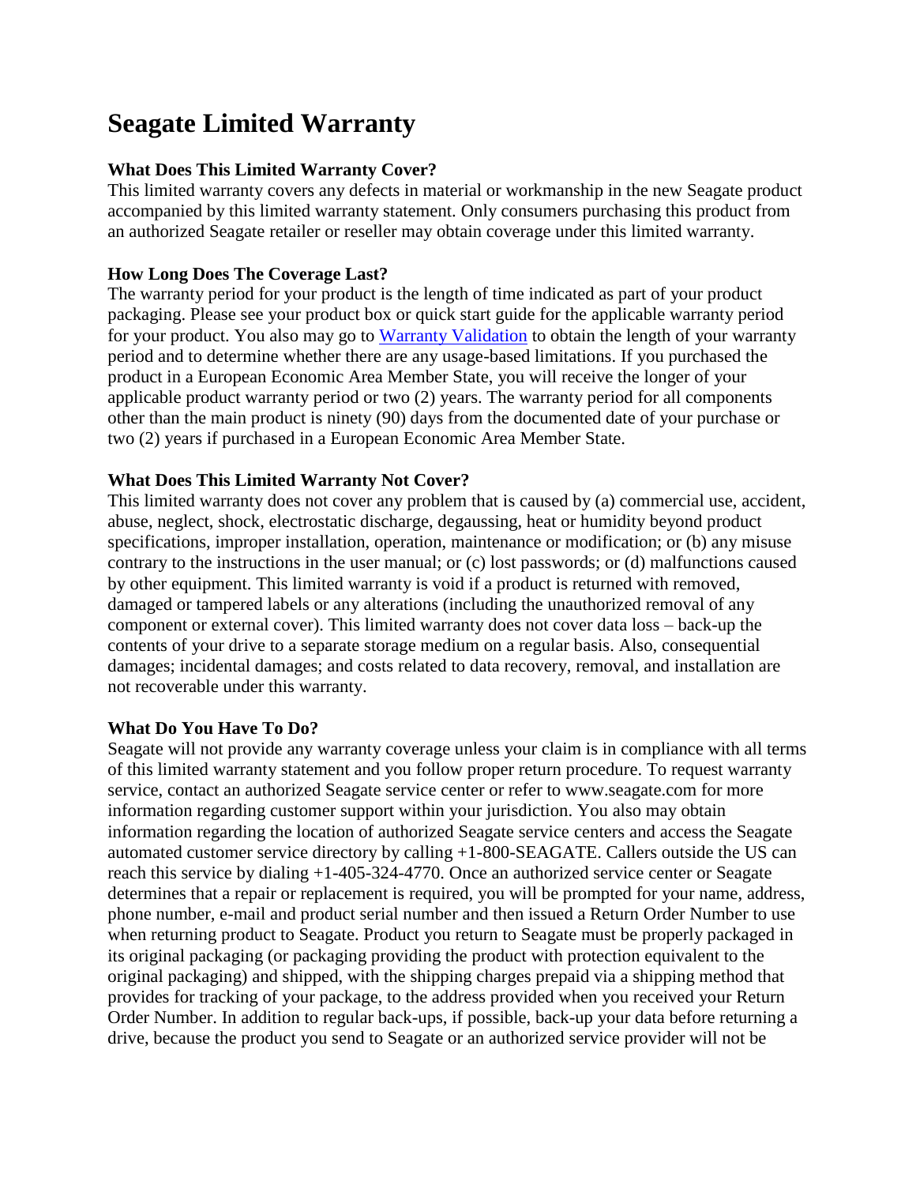# Seagate Limited Warranty

**What Does This Limited Warranty Cover?**

This limited warranty covers any defects in material or workmanship in the new Seagate product accompanied by this limited warranty statement. Only consumers purchasing this product from an authorized Seagate retailer or reseller may obtain coverage under this limited warranty.

**How Long Does The Coverage Last?**

The warranty period for your product is the length of time indicated as part of your product packaging. Please see your product box or quick start guide for the applicable warranty period for your product. You also may go to [Warranty Validation] to obtain the length of your warranty period and to determine whether there are any usage-based limitations. If you purchased the product in a European Economic Area Member State, you will receive the longer of your applicable product warranty period or two (2) years. The warranty period for all components other than the main product is ninety (90) days from the documented date of your purchase or two (2) years if purchased in a European Economic Area Member State.

**What Does This Limited Warranty Not Cover?**

This limited warranty does not cover any problem that is caused by (a) commercial use, accident, abuse, neglect, shock, electrostatic discharge, degaussing, heat or humidity beyond product specifications, improper installation, operation, maintenance or modification; or (b) any misuse contrary to the instructions in the user manual; or (c) lost passwords; or (d) malfunctions caused by other equipment. This limited warranty is void if a product is returned with removed, damaged or tampered labels or any alterations (including the unauthorized removal of any component or external cover). This limited warranty does not cover data loss – back-up the contents of your drive to a separate storage medium on a regular basis. Also, consequential damages; incidental damages; and costs related to data recovery, removal, and installation are not recoverable under this warranty.

**What Do You Have To Do?**

Seagate will not provide any warranty coverage unless your claim is in compliance with all terms of this limited warranty statement and you follow proper return procedure. To request warranty service, contact an authorized Seagate service center or refer to www.seagate.com for more information regarding customer support within your jurisdiction. You also may obtain information regarding the location of authorized Seagate service centers and access the Seagate automated customer service directory by calling +1-800-SEAGATE. Callers outside the US can reach this service by dialing +1-405-324-4770. Once an authorized service center or Seagate determines that a repair or replacement is required, you will be prompted for your name, address, phone number, e-mail and product serial number and then issued a Return Order Number to use when returning product to Seagate. Product you return to Seagate must be properly packaged in its original packaging (or packaging providing the product with protection equivalent to the original packaging) and shipped, with the shipping charges prepaid via a shipping method that provides for tracking of your package, to the address provided when you received your Return Order Number. In addition to regular back-ups, if possible, back-up your data before returning a drive, because the product you send to Seagate or an authorized service provider will not be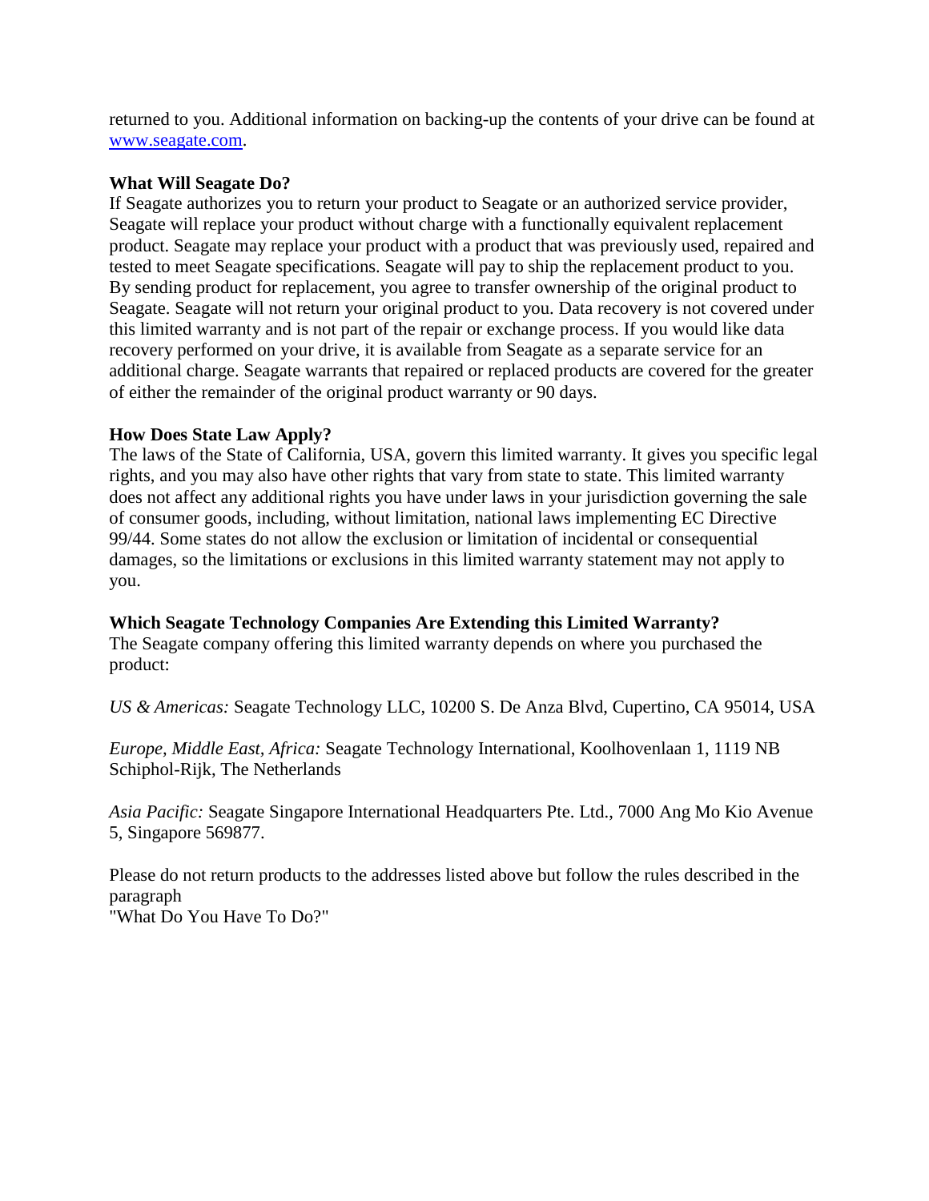returned to you. Additional information on backing-up the contents of your drive can be found at [www.seagate.com](http://www.seagate.com).

**What Will Seagate Do?**

If Seagate authorizes you to return your product to Seagate or an authorized service provider, Seagate will replace your product without charge with a functionally equivalent replacement product. Seagate may replace your product with a product that was previously used, repaired and tested to meet Seagate specifications. Seagate will pay to ship the replacement product to you. By sending product for replacement, you agree to transfer ownership of the original product to Seagate. Seagate will not return your original product to you. Data recovery is not covered under this limited warranty and is not part of the repair or exchange process. If you would like data recovery performed on your drive, it is available from Seagate as a separate service for an additional charge. Seagate warrants that repaired or replaced products are covered for the greater of either the remainder of the original product warranty or 90 days.

**How Does State Law Apply?**

The laws of the State of California, USA, govern this limited warranty. It gives you specific legal rights, and you may also have other rights that vary from state to state. This limited warranty does not affect any additional rights you have under laws in your jurisdiction governing the sale of consumer goods, including, without limitation, national laws implementing EC Directive 99/44. Some states do not allow the exclusion or limitation of incidental or consequential damages, so the limitations or exclusions in this limited warranty statement may not apply to you.

**Which Seagate Technology Companies Are Extending this Limited Warranty?**

The Seagate company offering this limited warranty depends on where you purchased the product:

*US & Americas:* Seagate Technology LLC, 10200 S. De Anza Blvd, Cupertino, CA 95014, USA

*Europe, Middle East, Africa:* Seagate Technology International, Koolhovenlaan 1, 1119 NB Schiphol-Rijk, The Netherlands

*Asia Pacific:* Seagate Singapore International Headquarters Pte. Ltd., 7000 Ang Mo Kio Avenue 5, Singapore 569877.

Please do not return products to the addresses listed above but follow the rules described in the paragraph
"What Do You Have To Do?"